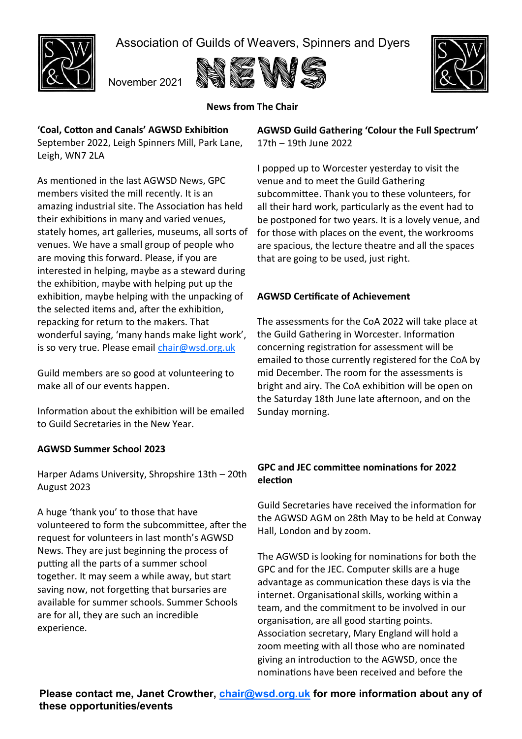Association of Guilds of Weavers, Spinners and Dyers

November 2021 NEWS

## News from The Chair

**'Coal, Cotton and Canals' AGWSD Exhibition**
September 2022, Leigh Spinners Mill, Park Lane, Leigh, WN7 2LA

As mentioned in the last AGWSD News, GPC members visited the mill recently. It is an amazing industrial site. The Association has held their exhibitions in many and varied venues, stately homes, art galleries, museums, all sorts of venues. We have a small group of people who are moving this forward. Please, if you are interested in helping, maybe as a steward during the exhibition, maybe with helping put up the exhibition, maybe helping with the unpacking of the selected items and, after the exhibition, repacking for return to the makers. That wonderful saying, 'many hands make light work', is so very true. Please email chair@wsd.org.uk

Guild members are so good at volunteering to make all of our events happen.

Information about the exhibition will be emailed to Guild Secretaries in the New Year.

**AGWSD Summer School 2023**

Harper Adams University, Shropshire 13th – 20th August 2023

A huge 'thank you' to those that have volunteered to form the subcommittee, after the request for volunteers in last month's AGWSD News. They are just beginning the process of putting all the parts of a summer school together. It may seem a while away, but start saving now, not forgetting that bursaries are available for summer schools. Summer Schools are for all, they are such an incredible experience.

**AGWSD Guild Gathering 'Colour the Full Spectrum'**
17th – 19th June 2022

I popped up to Worcester yesterday to visit the venue and to meet the Guild Gathering subcommittee. Thank you to these volunteers, for all their hard work, particularly as the event had to be postponed for two years. It is a lovely venue, and for those with places on the event, the workrooms are spacious, the lecture theatre and all the spaces that are going to be used, just right.

**AGWSD Certificate of Achievement**

The assessments for the CoA 2022 will take place at the Guild Gathering in Worcester. Information concerning registration for assessment will be emailed to those currently registered for the CoA by mid December. The room for the assessments is bright and airy. The CoA exhibition will be open on the Saturday 18th June late afternoon, and on the Sunday morning.

**GPC and JEC committee nominations for 2022 election**

Guild Secretaries have received the information for the AGWSD AGM on 28th May to be held at Conway Hall, London and by zoom.

The AGWSD is looking for nominations for both the GPC and for the JEC. Computer skills are a huge advantage as communication these days is via the internet. Organisational skills, working within a team, and the commitment to be involved in our organisation, are all good starting points. Association secretary, Mary England will hold a zoom meeting with all those who are nominated giving an introduction to the AGWSD, once the nominations have been received and before the

**Please contact me, Janet Crowther, chair@wsd.org.uk for more information about any of these opportunities/events**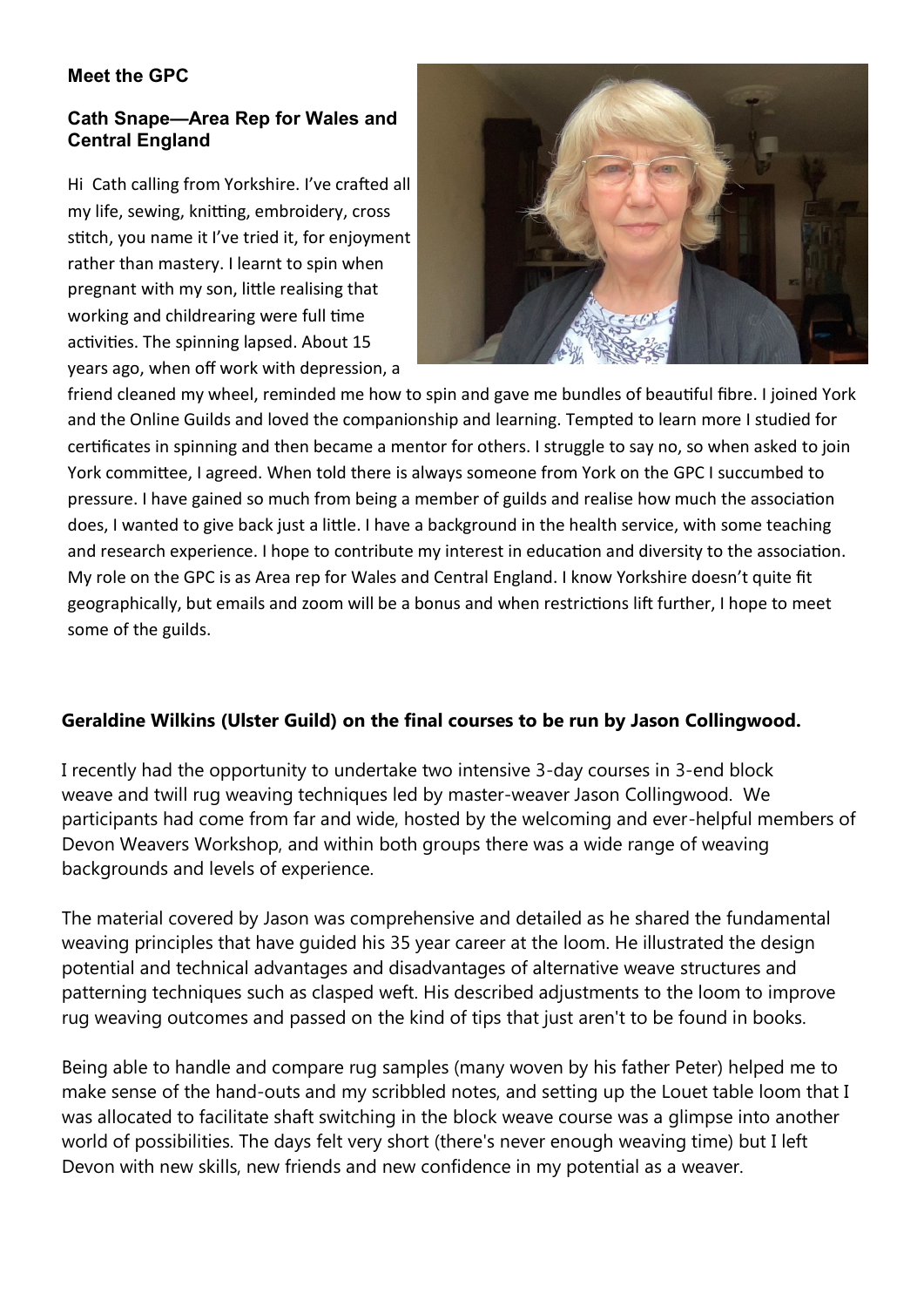## Meet the GPC

### Cath Snape—Area Rep for Wales and Central England

Hi Cath calling from Yorkshire. I've crafted all my life, sewing, knitting, embroidery, cross stitch, you name it I've tried it, for enjoyment rather than mastery. I learnt to spin when pregnant with my son, little realising that working and childrearing were full time activities. The spinning lapsed. About 15 years ago, when off work with depression, a friend cleaned my wheel, reminded me how to spin and gave me bundles of beautiful fibre. I joined York and the Online Guilds and loved the companionship and learning. Tempted to learn more I studied for certificates in spinning and then became a mentor for others. I struggle to say no, so when asked to join York committee, I agreed. When told there is always someone from York on the GPC I succumbed to pressure. I have gained so much from being a member of guilds and realise how much the association does, I wanted to give back just a little. I have a background in the health service, with some teaching and research experience. I hope to contribute my interest in education and diversity to the association. My role on the GPC is as Area rep for Wales and Central England. I know Yorkshire doesn't quite fit geographically, but emails and zoom will be a bonus and when restrictions lift further, I hope to meet some of the guilds.

### Geraldine Wilkins (Ulster Guild) on the final courses to be run by Jason Collingwood.

I recently had the opportunity to undertake two intensive 3-day courses in 3-end block weave and twill rug weaving techniques led by master-weaver Jason Collingwood. We participants had come from far and wide, hosted by the welcoming and ever-helpful members of Devon Weavers Workshop, and within both groups there was a wide range of weaving backgrounds and levels of experience.

The material covered by Jason was comprehensive and detailed as he shared the fundamental weaving principles that have guided his 35 year career at the loom. He illustrated the design potential and technical advantages and disadvantages of alternative weave structures and patterning techniques such as clasped weft. His described adjustments to the loom to improve rug weaving outcomes and passed on the kind of tips that just aren't to be found in books.

Being able to handle and compare rug samples (many woven by his father Peter) helped me to make sense of the hand-outs and my scribbled notes, and setting up the Louet table loom that I was allocated to facilitate shaft switching in the block weave course was a glimpse into another world of possibilities. The days felt very short (there's never enough weaving time) but I left Devon with new skills, new friends and new confidence in my potential as a weaver.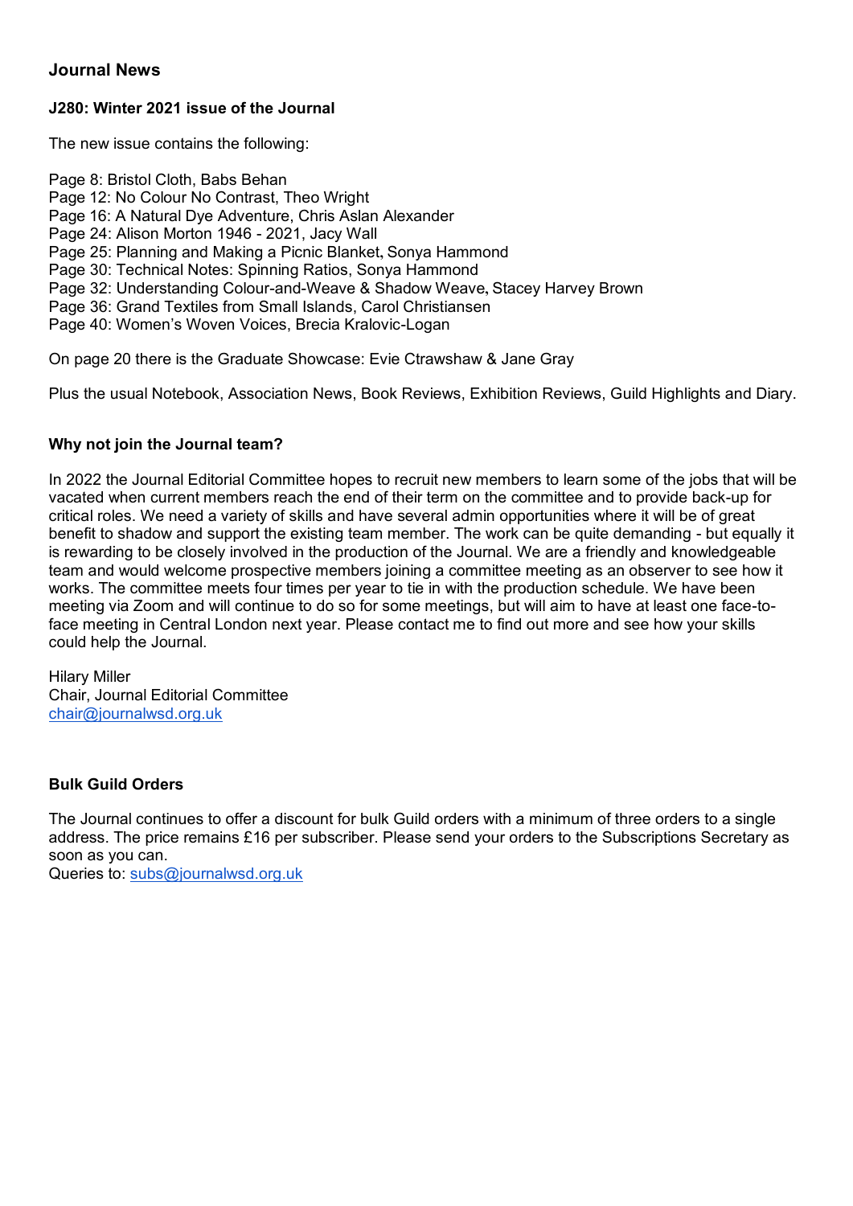## Journal News

### J280: Winter 2021 issue of the Journal

The new issue contains the following:

Page 8: Bristol Cloth, Babs Behan
Page 12: No Colour No Contrast, Theo Wright
Page 16: A Natural Dye Adventure, Chris Aslan Alexander
Page 24: Alison Morton 1946 - 2021, Jacy Wall
Page 25: Planning and Making a Picnic Blanket, Sonya Hammond
Page 30: Technical Notes: Spinning Ratios, Sonya Hammond
Page 32: Understanding Colour-and-Weave & Shadow Weave, Stacey Harvey Brown
Page 36: Grand Textiles from Small Islands, Carol Christiansen
Page 40: Women's Woven Voices, Brecia Kralovic-Logan

On page 20 there is the Graduate Showcase: Evie Ctrawshaw & Jane Gray

Plus the usual Notebook, Association News, Book Reviews, Exhibition Reviews, Guild Highlights and Diary.

### Why not join the Journal team?

In 2022 the Journal Editorial Committee hopes to recruit new members to learn some of the jobs that will be vacated when current members reach the end of their term on the committee and to provide back-up for critical roles. We need a variety of skills and have several admin opportunities where it will be of great benefit to shadow and support the existing team member. The work can be quite demanding - but equally it is rewarding to be closely involved in the production of the Journal. We are a friendly and knowledgeable team and would welcome prospective members joining a committee meeting as an observer to see how it works. The committee meets four times per year to tie in with the production schedule. We have been meeting via Zoom and will continue to do so for some meetings, but will aim to have at least one face-to-face meeting in Central London next year. Please contact me to find out more and see how your skills could help the Journal.

Hilary Miller
Chair, Journal Editorial Committee
chair@journalwsd.org.uk

### Bulk Guild Orders

The Journal continues to offer a discount for bulk Guild orders with a minimum of three orders to a single address. The price remains £16 per subscriber. Please send your orders to the Subscriptions Secretary as soon as you can.
Queries to: subs@journalwsd.org.uk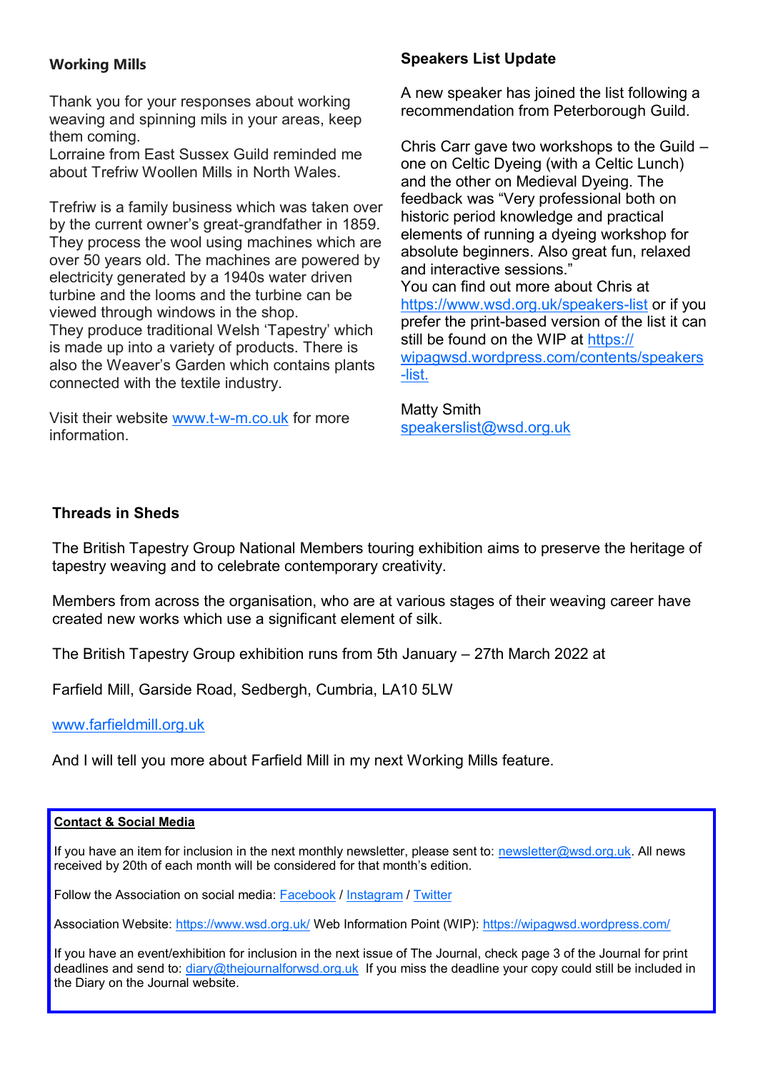## Working Mills

Thank you for your responses about working weaving and spinning mils in your areas, keep them coming.
Lorraine from East Sussex Guild reminded me about Trefriw Woollen Mills in North Wales.

Trefriw is a family business which was taken over by the current owner's great-grandfather in 1859. They process the wool using machines which are over 50 years old. The machines are powered by electricity generated by a 1940s water driven turbine and the looms and the turbine can be viewed through windows in the shop.
They produce traditional Welsh 'Tapestry' which is made up into a variety of products. There is also the Weaver's Garden which contains plants connected with the textile industry.

Visit their website www.t-w-m.co.uk for more information.

## Speakers List Update

A new speaker has joined the list following a recommendation from Peterborough Guild.

Chris Carr gave two workshops to the Guild – one on Celtic Dyeing (with a Celtic Lunch) and the other on Medieval Dyeing. The feedback was "Very professional both on historic period knowledge and practical elements of running a dyeing workshop for absolute beginners. Also great fun, relaxed and interactive sessions."
You can find out more about Chris at https://www.wsd.org.uk/speakers-list or if you prefer the print-based version of the list it can still be found on the WIP at https://wipagwsd.wordpress.com/contents/speakers-list.

Matty Smith
speakerslist@wsd.org.uk

## Threads in Sheds

The British Tapestry Group National Members touring exhibition aims to preserve the heritage of tapestry weaving and to celebrate contemporary creativity.

Members from across the organisation, who are at various stages of their weaving career have created new works which use a significant element of silk.

The British Tapestry Group exhibition runs from 5th January – 27th March 2022 at

Farfield Mill, Garside Road, Sedbergh, Cumbria, LA10 5LW

www.farfieldmill.org.uk

And I will tell you more about Farfield Mill in my next Working Mills feature.

**Contact & Social Media**

If you have an item for inclusion in the next monthly newsletter, please sent to: newsletter@wsd.org.uk. All news received by 20th of each month will be considered for that month's edition.

Follow the Association on social media: Facebook / Instagram / Twitter

Association Website: https://www.wsd.org.uk/ Web Information Point (WIP): https://wipagwsd.wordpress.com/

If you have an event/exhibition for inclusion in the next issue of The Journal, check page 3 of the Journal for print deadlines and send to: diary@thejournalforwsd.org.uk If you miss the deadline your copy could still be included in the Diary on the Journal website.